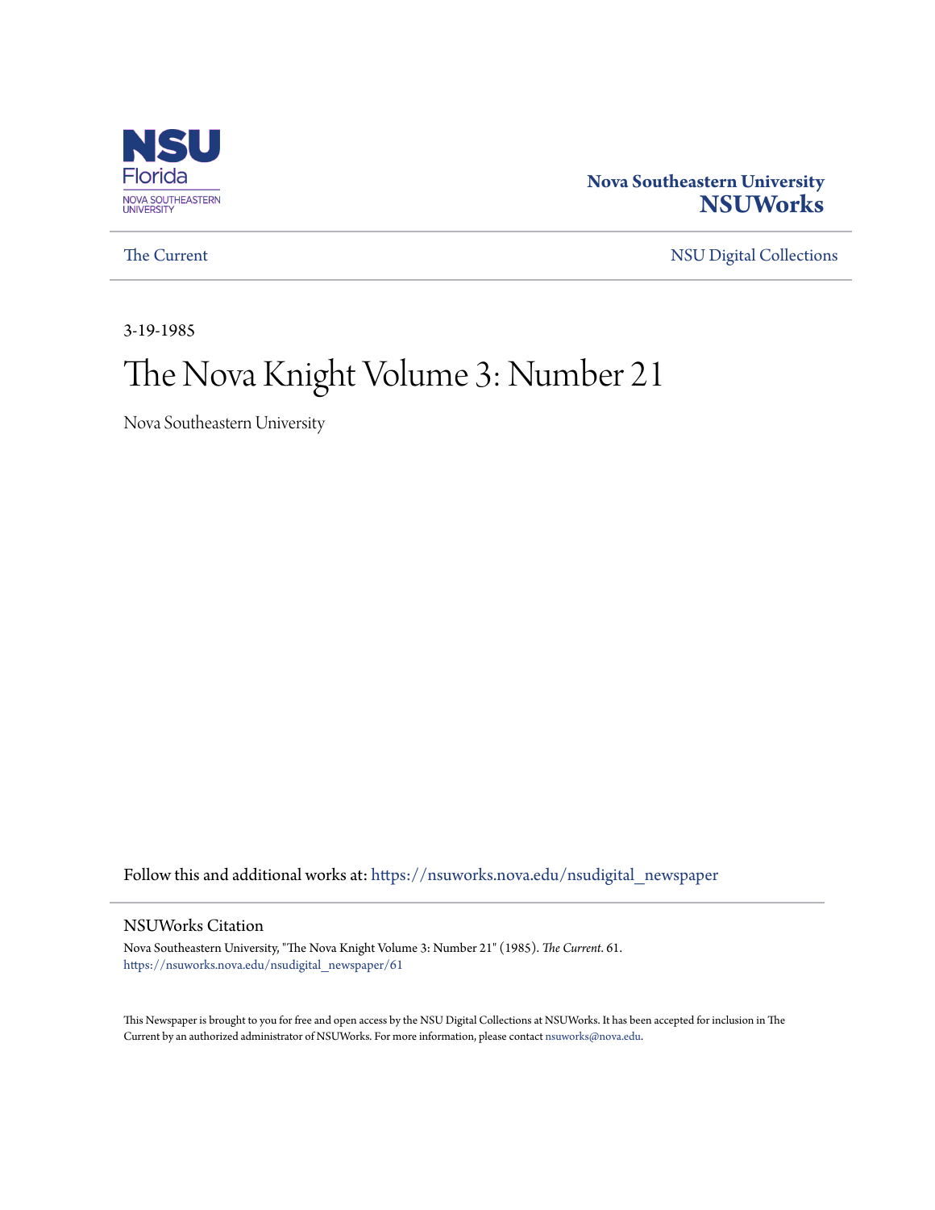NSU Florida
NOVA SOUTHEASTERN UNIVERSITY

**Nova Southeastern University**
**NSUWorks**

The Current | NSU Digital Collections

3-19-1985

# The Nova Knight Volume 3: Number 21

Nova Southeastern University

Follow this and additional works at: https://nsuworks.nova.edu/nsudigital_newspaper

## NSUWorks Citation

Nova Southeastern University, "The Nova Knight Volume 3: Number 21" (1985). *The Current*. 61.
https://nsuworks.nova.edu/nsudigital_newspaper/61

This Newspaper is brought to you for free and open access by the NSU Digital Collections at NSUWorks. It has been accepted for inclusion in The Current by an authorized administrator of NSUWorks. For more information, please contact nsuworks@nova.edu.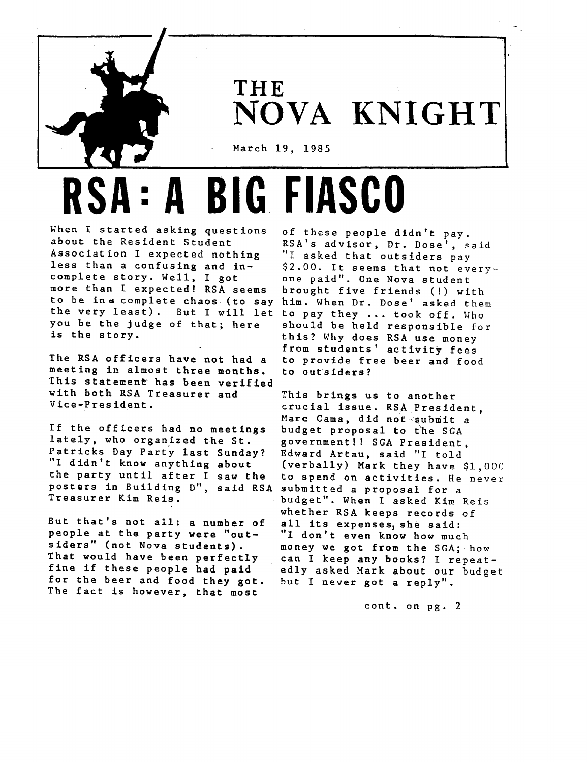# THE NOVA KNIGHT

March 19, 1985

# RSA: A BIG FIASCO

When I started asking questions about the Resident Student Association I expected nothing less than a confusing and incomplete story. Well, I got more than I expected! RSA seems to be in a complete chaos (to say the very least). But I will let you be the judge of that; here is the story.

The RSA officers have not had a meeting in almost three months. This statement has been verified with both RSA Treasurer and Vice-President.

If the officers had no meetings lately, who organized the St. Patricks Day Party last Sunday? "I didn't know anything about the party until after I saw the posters in Building D", said RSA Treasurer Kim Reis.

But that's not all: a number of people at the party were "outsiders" (not Nova students). That would have been perfectly fine if these people had paid for the beer and food they got. The fact is however, that most of these people didn't pay. RSA's advisor, Dr. Dose', said "I asked that outsiders pay $2.00. It seems that not everyone paid". One Nova student brought five friends (!) with him. When Dr. Dose' asked them to pay they ... took off. Who should be held responsible for this? Why does RSA use money from students' activity fees to provide free beer and food to outsiders?

This brings us to another crucial issue. RSA President, Marc Cama, did not submit a budget proposal to the SGA government!! SGA President, Edward Artau, said "I told (verbally) Mark they have $1,000 to spend on activities. He never submitted a proposal for a budget". When I asked Kim Reis whether RSA keeps records of all its expenses, she said: "I don't even know how much money we got from the SGA; how can I keep any books? I repeatedly asked Mark about our budget but I never got a reply".

cont. on pg. 2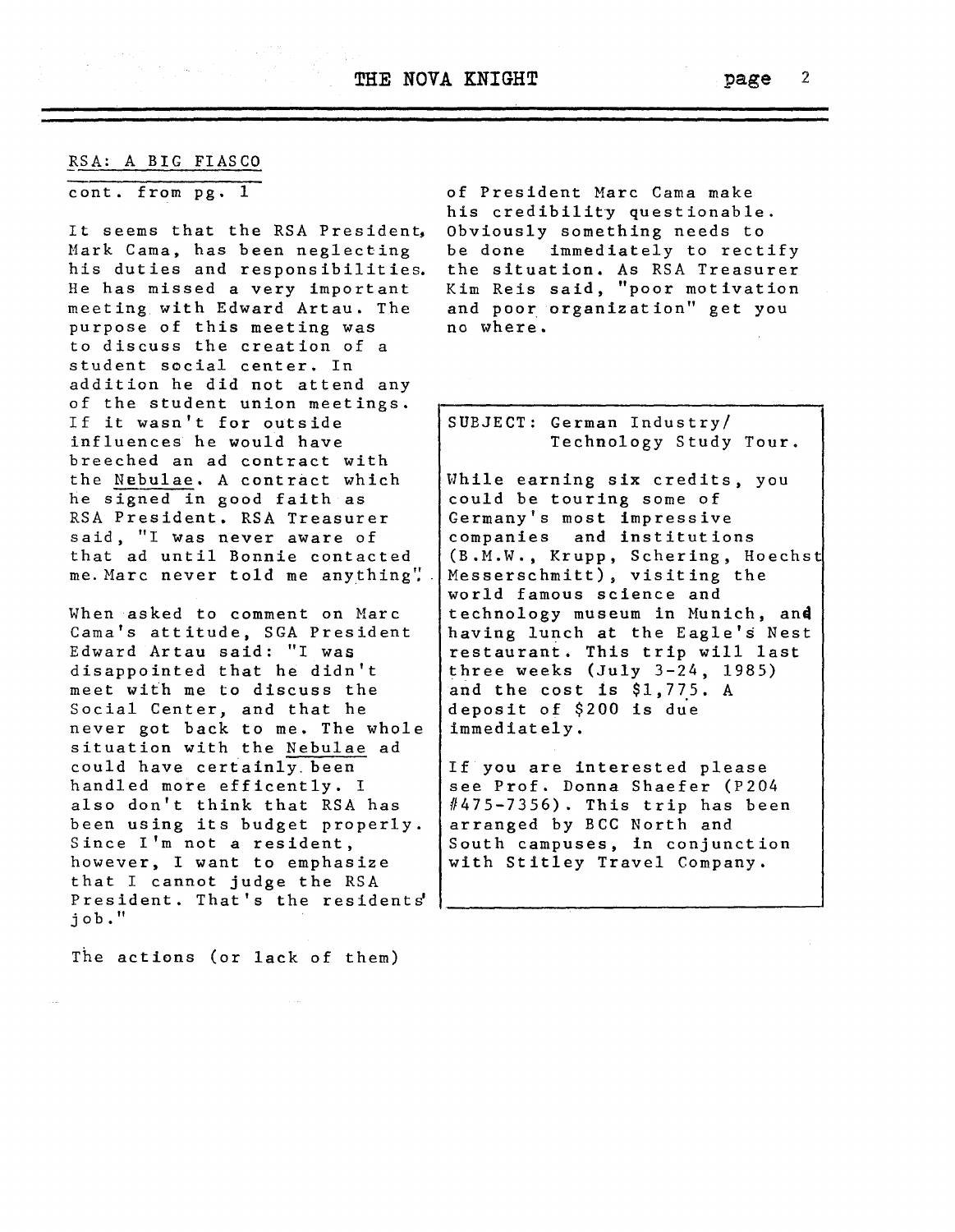## RSA: A BIG FIASCO

cont. from pg. 1

It seems that the RSA President, Mark Cama, has been neglecting his duties and responsibilities. He has missed a very important meeting with Edward Artau. The purpose of this meeting was to discuss the creation of a student social center. In addition he did not attend any of the student union meetings. If it wasn't for outside influences he would have breeched an ad contract with the Nebulae. A contract which he signed in good faith as RSA President. RSA Treasurer said, "I was never aware of that ad until Bonnie contacted me. Marc never told me anything".

When asked to comment on Marc Cama's attitude, SGA President Edward Artau said: "I was disappointed that he didn't meet with me to discuss the Social Center, and that he never got back to me. The whole situation with the Nebulae ad could have certainly been handled more efficently. I also don't think that RSA has been using its budget properly. Since I'm not a resident, however, I want to emphasize that I cannot judge the RSA President. That's the residents' job."

The actions (or lack of them) of President Marc Cama make his credibility questionable. Obviously something needs to be done immediately to rectify the situation. As RSA Treasurer Kim Reis said, "poor motivation and poor organization" get you no where.

---

SUBJECT: German Industry/ Technology Study Tour.

While earning six credits, you could be touring some of Germany's most impressive companies and institutions (B.M.W., Krupp, Schering, Hoechst Messerschmitt), visiting the world famous science and technology museum in Munich, and having lunch at the Eagle's Nest restaurant. This trip will last three weeks (July 3-24, 1985) and the cost is $1,775. A deposit of $200 is due immediately.

If you are interested please see Prof. Donna Shaefer (P204 #475-7356). This trip has been arranged by BCC North and South campuses, in conjunction with Stitley Travel Company.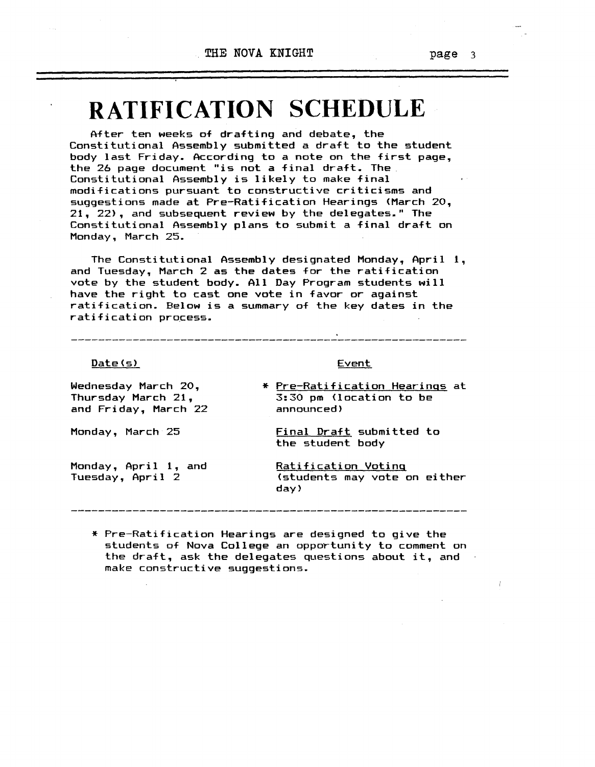# RATIFICATION SCHEDULE

After ten weeks of drafting and debate, the Constitutional Assembly submitted a draft to the student body last Friday. According to a note on the first page, the 26 page document "is not a final draft. The Constitutional Assembly is likely to make final modifications pursuant to constructive criticisms and suggestions made at Pre-Ratification Hearings (March 20, 21, 22), and subsequent review by the delegates." The Constitutional Assembly plans to submit a final draft on Monday, March 25.

The Constitutional Assembly designated Monday, April 1, and Tuesday, March 2 as the dates for the ratification vote by the student body. All Day Program students will have the right to cast one vote in favor or against ratification. Below is a summary of the key dates in the ratification process.

| Date(s) | Event |
|---|---|
| Wednesday March 20, Thursday March 21, and Friday, March 22 | * Pre-Ratification Hearings at 3:30 pm (location to be announced) |
| Monday, March 25 | Final Draft submitted to the student body |
| Monday, April 1, and Tuesday, April 2 | Ratification Voting (students may vote on either day) |

* Pre-Ratification Hearings are designed to give the students of Nova College an opportunity to comment on the draft, ask the delegates questions about it, and make constructive suggestions.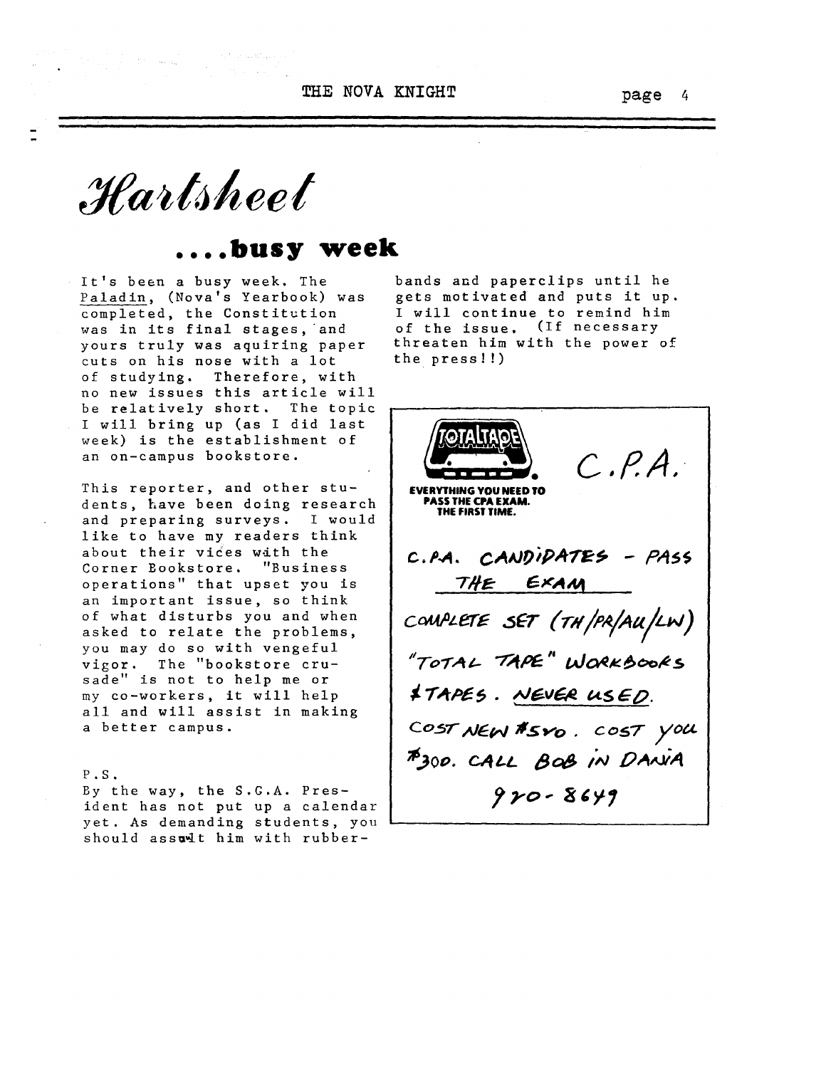# Hartsheet

## ....busy week

It's been a busy week. The Paladin, (Nova's Yearbook) was completed, the Constitution was in its final stages, and yours truly was aquiring paper cuts on his nose with a lot of studying. Therefore, with no new issues this article will be relatively short. The topic I will bring up (as I did last week) is the establishment of an on-campus bookstore.

This reporter, and other students, have been doing research and preparing surveys. I would like to have my readers think about their vices with the Corner Bookstore. "Business operations" that upset you is an important issue, so think of what disturbs you and when asked to relate the problems, you may do so with vengeful vigor. The "bookstore crusade" is not to help me or my co-workers, it will help all and will assist in making a better campus.

P.S.
By the way, the S.G.A. President has not put up a calendar yet. As demanding students, you should assault him with rubber-bands and paperclips until he gets motivated and puts it up. I will continue to remind him of the issue. (If necessary threaten him with the power of the press!!)

---

TOTALTAPE

EVERYTHING YOU NEED TO PASS THE CPA EXAM. THE FIRST TIME.

C.P.A.

C.P.A. CANDIDATES - PASS THE EXAM

COMPLETE SET (TH/PR/AU/LW) "TOTAL TAPE" WORKBOOKS & TAPES. NEVER USED.

COST NEW $540. COST YOU $300. CALL BOB IN DANIA

920-8649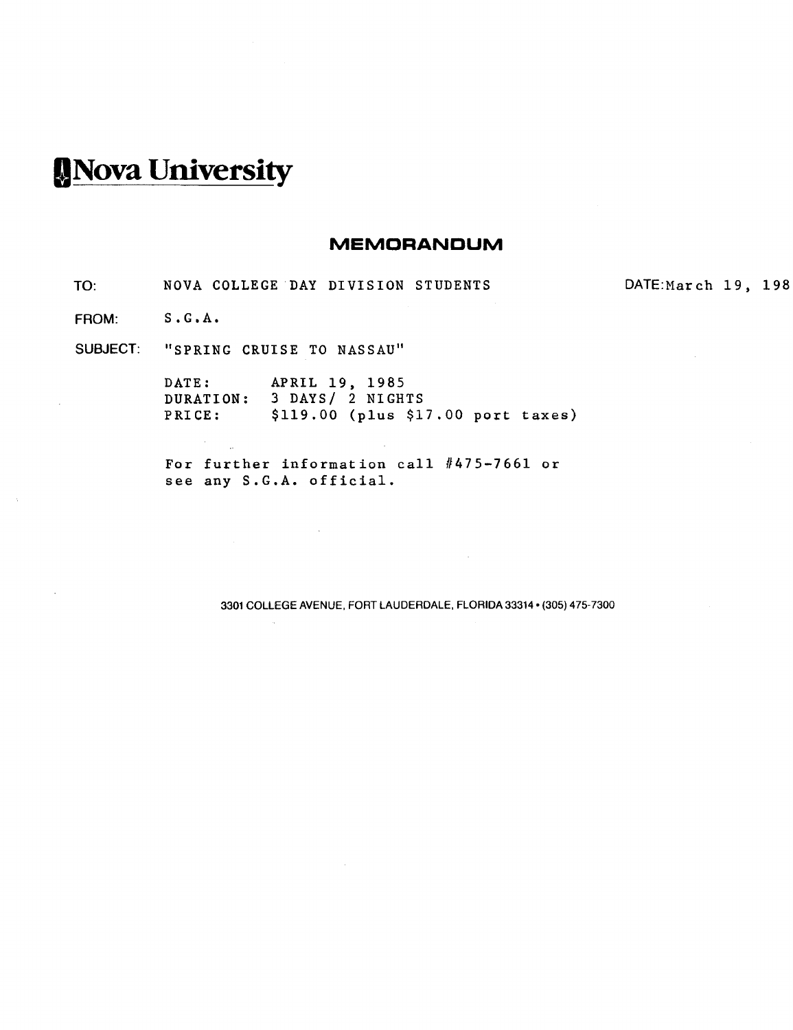# Nova University

## MEMORANDUM

TO: NOVA COLLEGE DAY DIVISION STUDENTS

DATE: March 19, 198

FROM: S.G.A.

SUBJECT: "SPRING CRUISE TO NASSAU"

DATE: APRIL 19, 1985
DURATION: 3 DAYS/ 2 NIGHTS
PRICE: $119.00 (plus $17.00 port taxes)

For further information call #475-7661 or see any S.G.A. official.

3301 COLLEGE AVENUE, FORT LAUDERDALE, FLORIDA 33314 • (305) 475-7300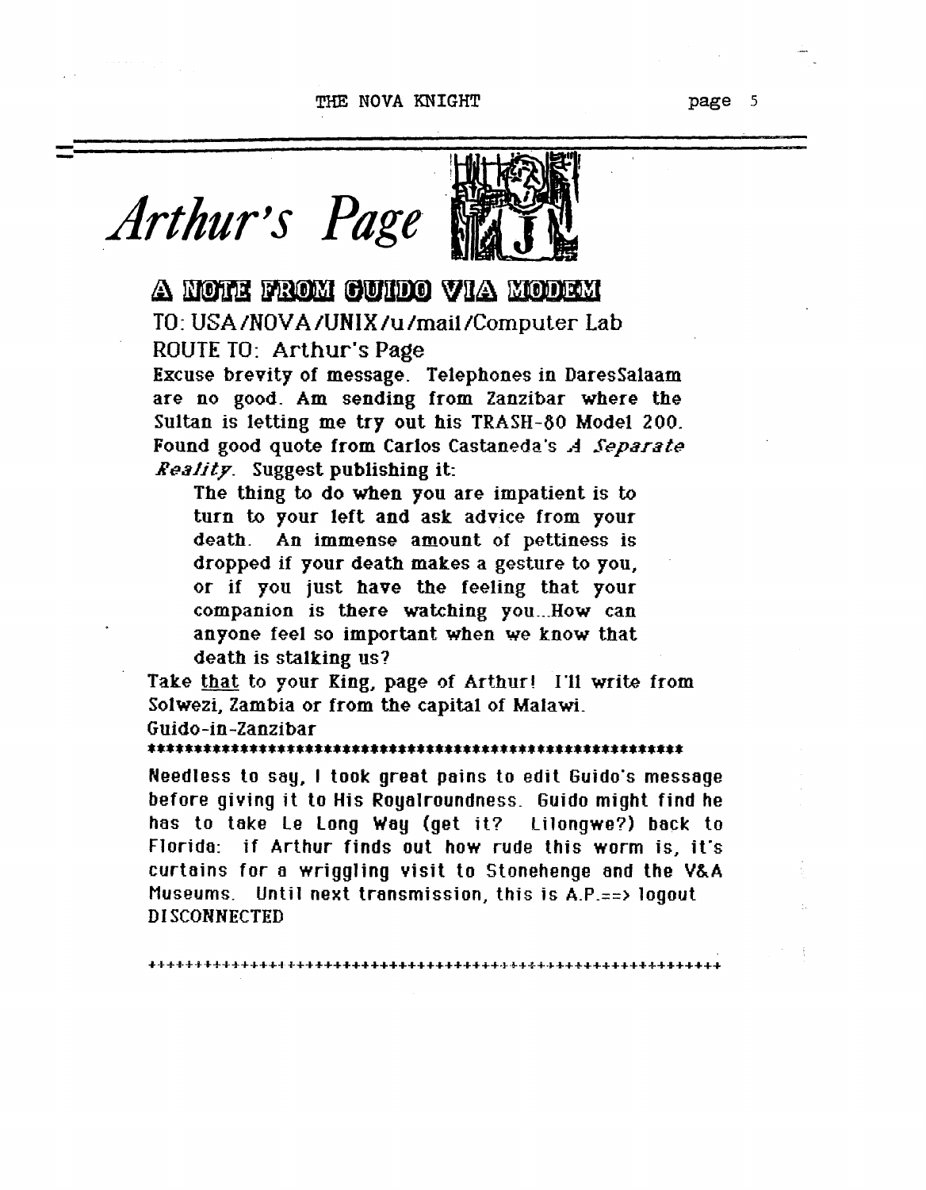# Arthur's Page

## A NOTE FROM GUIDO VIA MODEM

TO: USA/NOVA/UNIX/u/mail/Computer Lab

ROUTE TO: Arthur's Page

Excuse brevity of message. Telephones in DaresSalaam are no good. Am sending from Zanzibar where the Sultan is letting me try out his TRASH-80 Model 200. Found good quote from Carlos Castaneda's *A Separate Reality*. Suggest publishing it:

> The thing to do when you are impatient is to turn to your left and ask advice from your death. An immense amount of pettiness is dropped if your death makes a gesture to you, or if you just have the feeling that your companion is there watching you...How can anyone feel so important when we know that death is stalking us?

Take <u>that</u> to your King, page of Arthur! I'll write from Solwezi, Zambia or from the capital of Malawi.

Guido-in-Zanzibar

************************************************************

Needless to say, I took great pains to edit Guido's message before giving it to His Royalroundness. Guido might find he has to take Le Long Way (get it? Lilongwe?) back to Florida: if Arthur finds out how rude this worm is, it's curtains for a wriggling visit to Stonehenge and the V&A Museums. Until next transmission, this is A.P.==> logout

DISCONNECTED

++++++++++++++++++++++++++++++++++++++++++++++++++++++++++++++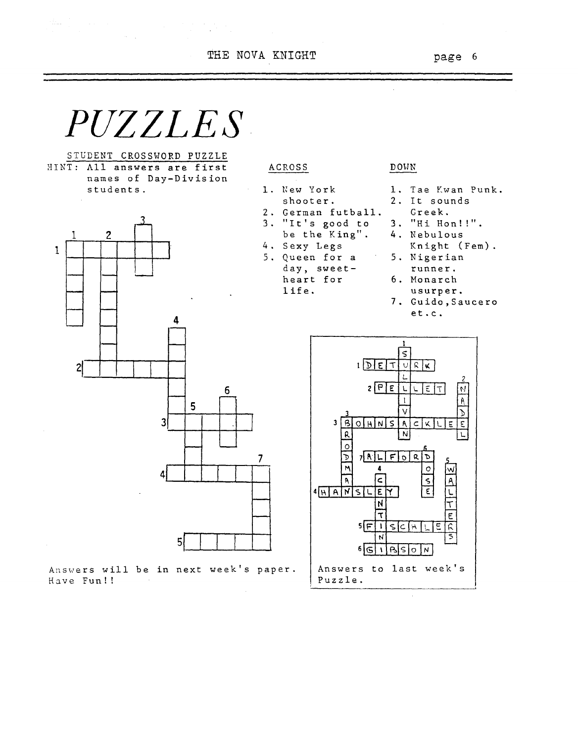# PUZZLES

## STUDENT CROSSWORD PUZZLE

HINT: All answers are first names of Day-Division students.

### ACROSS

1. New York shooter.
2. German futball.
3. "It's good to be the King".
4. Sexy Legs
5. Queen for a day, sweetheart for life.

### DOWN

1. Tae Kwan Punk.
2. It sounds Greek.
3. "Hi Hon!!".
4. Nebulous Knight (Fem).
5. Nigerian runner.
6. Monarch usurper.
7. Guido, Saucero et.c.

Answers will be in next week's paper. Have Fun!!

**Answers to last week's Puzzle.**

Across: 1. DETURK, 2. PELLET, 3. BOHNSACKLEE, 4. HANSLEY, 5. FISCHLER, 6. GIBSON, 7. ALFORD

Down: 1. SULLIVAN, 2. NADEL, 3. BRODMAN, 4. CENTINNI, 5. WALTERS, 6. DOSE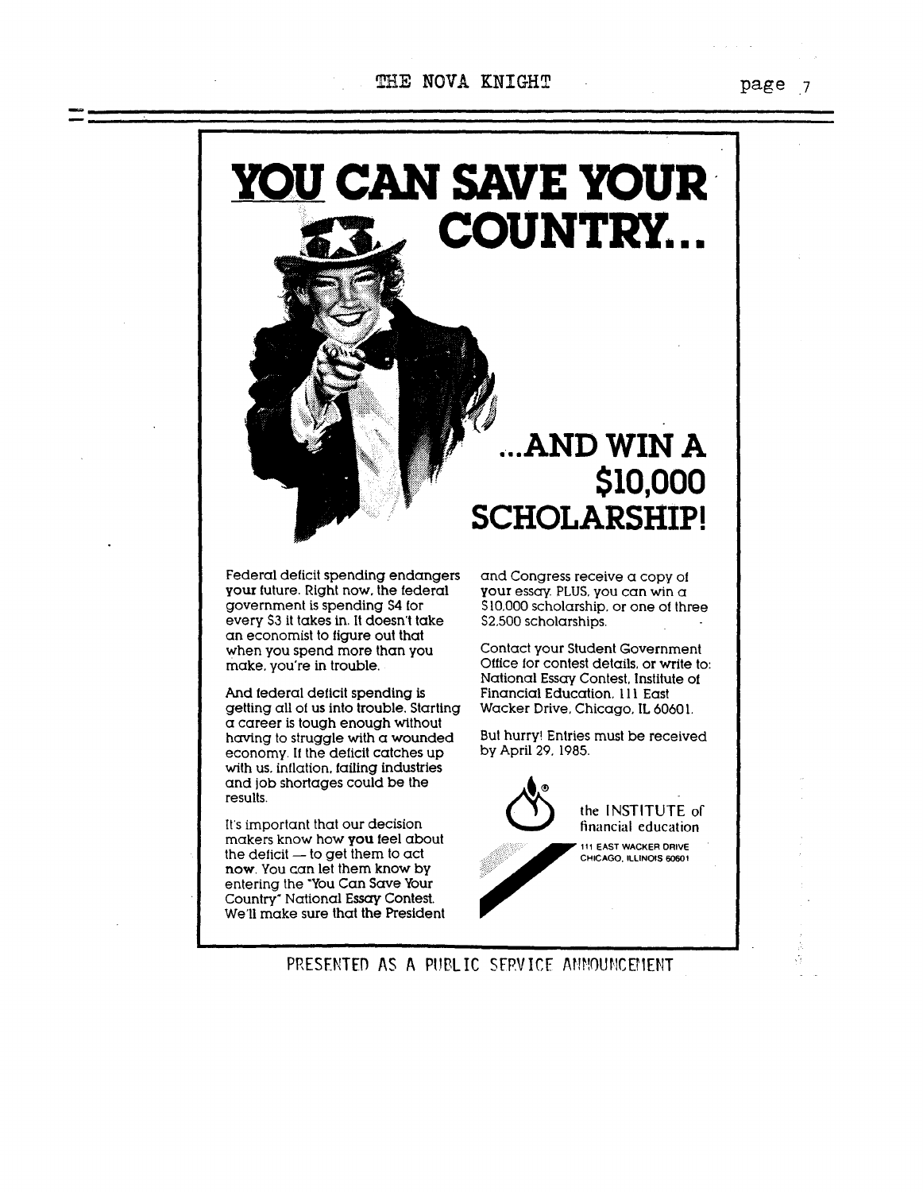# YOU CAN SAVE YOUR COUNTRY...

# ...AND WIN A $10,000 SCHOLARSHIP!

Federal deficit spending endangers **your** future. Right now, the federal government is spending $4 for every $3 it takes in. It doesn't take an economist to figure out that when you spend more than you make, you're in trouble.

And federal deficit spending is getting all of us into trouble. Starting a career is tough enough without having to struggle with a wounded economy. If the deficit catches up with us, inflation, failing industries and job shortages could be the results.

It's important that our decision makers know how **you** feel about the deficit — to get them to act **now**. You can let them know by entering the "You Can Save Your Country" National Essay Contest. We'll make sure that the President and Congress receive a copy of **your** essay. PLUS, you can win a $10,000 scholarship, or one of three $2,500 scholarships.

Contact your Student Government Office for contest details, or write to: National Essay Contest, Institute of Financial Education, 111 East Wacker Drive, Chicago, IL 60601.

But hurry! Entries must be received by April 29, 1985.

the INSTITUTE of financial education
111 EAST WACKER DRIVE
CHICAGO, ILLINOIS 60601

PRESENTED AS A PUBLIC SERVICE ANNOUNCEMENT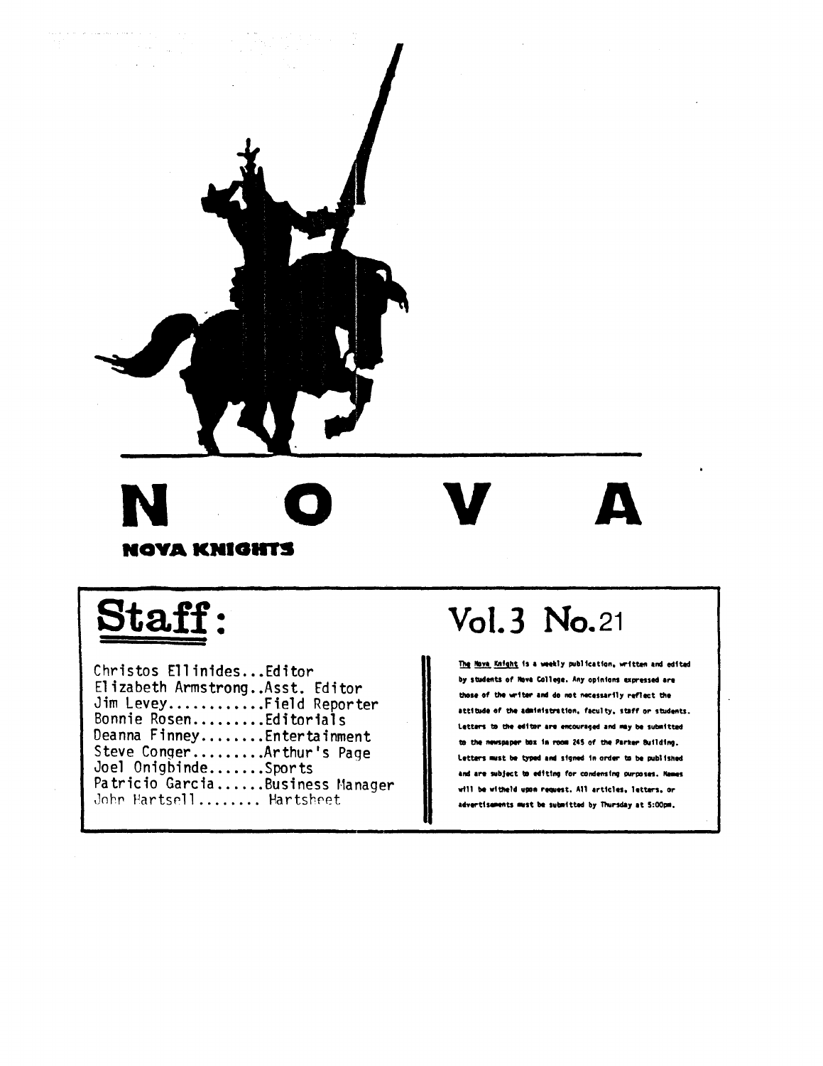# N O V A

**NOVA KNIGHTS**

## Staff:

Christos Ellinides...Editor
Elizabeth Armstrong..Asst. Editor
Jim Levey............Field Reporter
Bonnie Rosen.........Editorials
Deanna Finney........Entertainment
Steve Conger.........Arthur's Page
Joel Onigbinde.......Sports
Patricio Garcia......Business Manager
John Hartsell........ Hartsheet

## Vol.3 No.21

The Nova Knight is a weekly publication, written and edited by students of Nova College. Any opinions expressed are those of the writer and do not necessarily reflect the attitude of the administration, faculty, staff or students. Letters to the editor are encouraged and may be submitted to the newspaper box in room 245 of the Parker Building. Letters must be typed and signed in order to be published and are subject to editing for condensing purposes. Names will be witheld upon request. All articles, letters, or advertisements must be submitted by Thursday at 5:00pm.